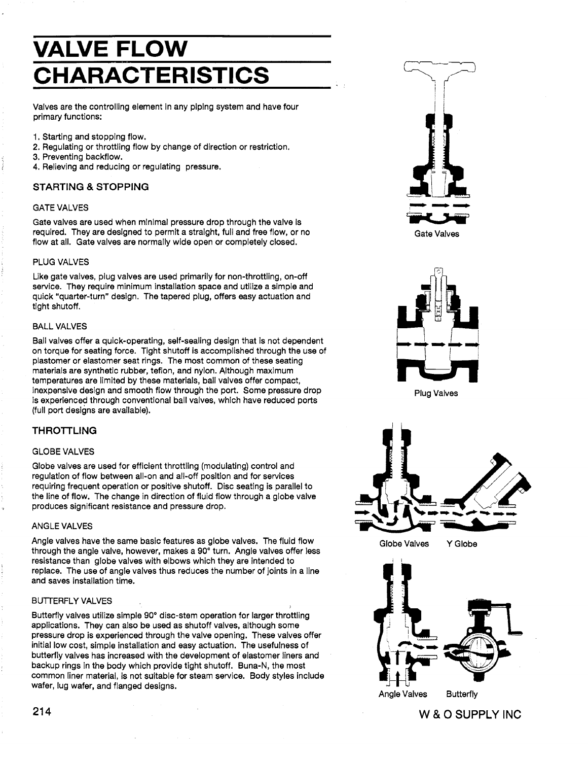# VALVE FLOW CHARACTERISTICS

Valves are the controlling element in any piping system and have four primary functions:

1. Starting and stopping flow.
2. Regulating or throttling flow by change of direction or restriction.
3. Preventing backflow.
4. Relieving and reducing or regulating pressure.

## STARTING & STOPPING

### GATE VALVES

Gate valves are used when minimal pressure drop through the valve is required. They are designed to permit a straight, full and free flow, or no flow at all. Gate valves are normally wide open or completely closed.

### PLUG VALVES

Like gate valves, plug valves are used primarily for non-throttling, on-off service. They require minimum installation space and utilize a simple and quick "quarter-turn" design. The tapered plug, offers easy actuation and tight shutoff.

### BALL VALVES

Ball valves offer a quick-operating, self-sealing design that is not dependent on torque for seating force. Tight shutoff is accomplished through the use of plastomer or elastomer seat rings. The most common of these seating materials are synthetic rubber, teflon, and nylon. Although maximum temperatures are limited by these materials, ball valves offer compact, inexpensive design and smooth flow through the port. Some pressure drop is experienced through conventional ball valves, which have reduced ports (full port designs are available).

## THROTTLING

### GLOBE VALVES

Globe valves are used for efficient throttling (modulating) control and regulation of flow between all-on and all-off position and for services requiring frequent operation or positive shutoff. Disc seating is parallel to the line of flow. The change in direction of fluid flow through a globe valve produces significant resistance and pressure drop.

### ANGLE VALVES

Angle valves have the same basic features as globe valves. The fluid flow through the angle valve, however, makes a 90° turn. Angle valves offer less resistance than globe valves with elbows which they are intended to replace. The use of angle valves thus reduces the number of joints in a line and saves installation time.

### BUTTERFLY VALVES

Butterfly valves utilize simple 90° disc-stem operation for larger throttling applications. They can also be used as shutoff valves, although some pressure drop is experienced through the valve opening. These valves offer initial low cost, simple installation and easy actuation. The usefulness of butterfly valves has increased with the development of elastomer liners and backup rings in the body which provide tight shutoff. Buna-N, the most common liner material, is not suitable for steam service. Body styles include wafer, lug wafer, and flanged designs.

Gate Valves

Plug Valves

Globe Valves Y Globe

Angle Valves Butterfly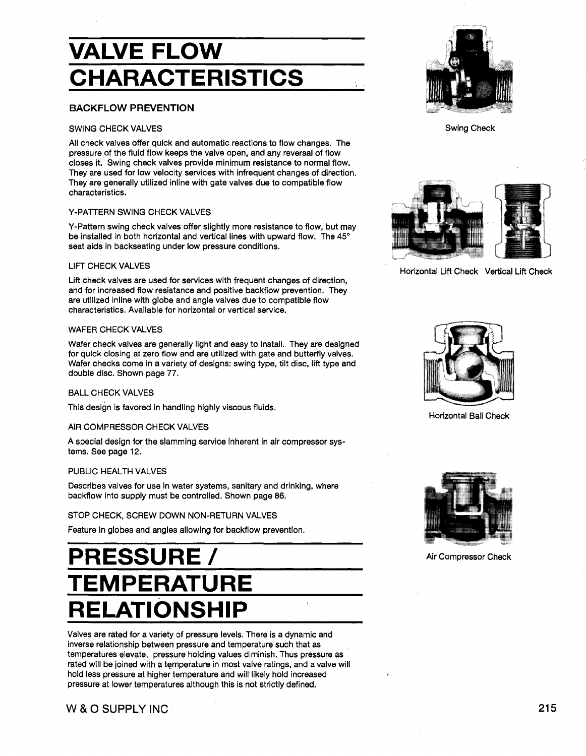# VALVE FLOW CHARACTERISTICS

## BACKFLOW PREVENTION

### SWING CHECK VALVES

All check valves offer quick and automatic reactions to flow changes. The pressure of the fluid flow keeps the valve open, and any reversal of flow closes it. Swing check valves provide minimum resistance to normal flow. They are used for low velocity services with infrequent changes of direction. They are generally utilized inline with gate valves due to compatible flow characteristics.

Swing Check

### Y-PATTERN SWING CHECK VALVES

Y-Pattern swing check valves offer slightly more resistance to flow, but may be installed in both horizontal and vertical lines with upward flow. The 45° seat aids in backseating under low pressure conditions.

### LIFT CHECK VALVES

Lift check valves are used for services with frequent changes of direction, and for increased flow resistance and positive backflow prevention. They are utilized inline with globe and angle valves due to compatible flow characteristics. Available for horizontal or vertical service.

Horizontal Lift Check Vertical Lift Check

### WAFER CHECK VALVES

Wafer check valves are generally light and easy to install. They are designed for quick closing at zero flow and are utilized with gate and butterfly valves. Wafer checks come in a variety of designs: swing type, tilt disc, lift type and double disc. Shown page 77.

### BALL CHECK VALVES

This design is favored in handling highly viscous fluids.

Horizontal Ball Check

### AIR COMPRESSOR CHECK VALVES

A special design for the slamming service inherent in air compressor systems. See page 12.

### PUBLIC HEALTH VALVES

Describes valves for use in water systems, sanitary and drinking, where backflow into supply must be controlled. Shown page 86.

### STOP CHECK, SCREW DOWN NON-RETURN VALVES

Feature in globes and angles allowing for backflow prevention.

Air Compressor Check

# PRESSURE / TEMPERATURE RELATIONSHIP

Valves are rated for a variety of pressure levels. There is a dynamic and inverse relationship between pressure and temperature such that as temperatures elevate, pressure holding values diminish. Thus pressure as rated will be joined with a temperature in most valve ratings, and a valve will hold less pressure at higher temperature and will likely hold increased pressure at lower temperatures although this is not strictly defined.